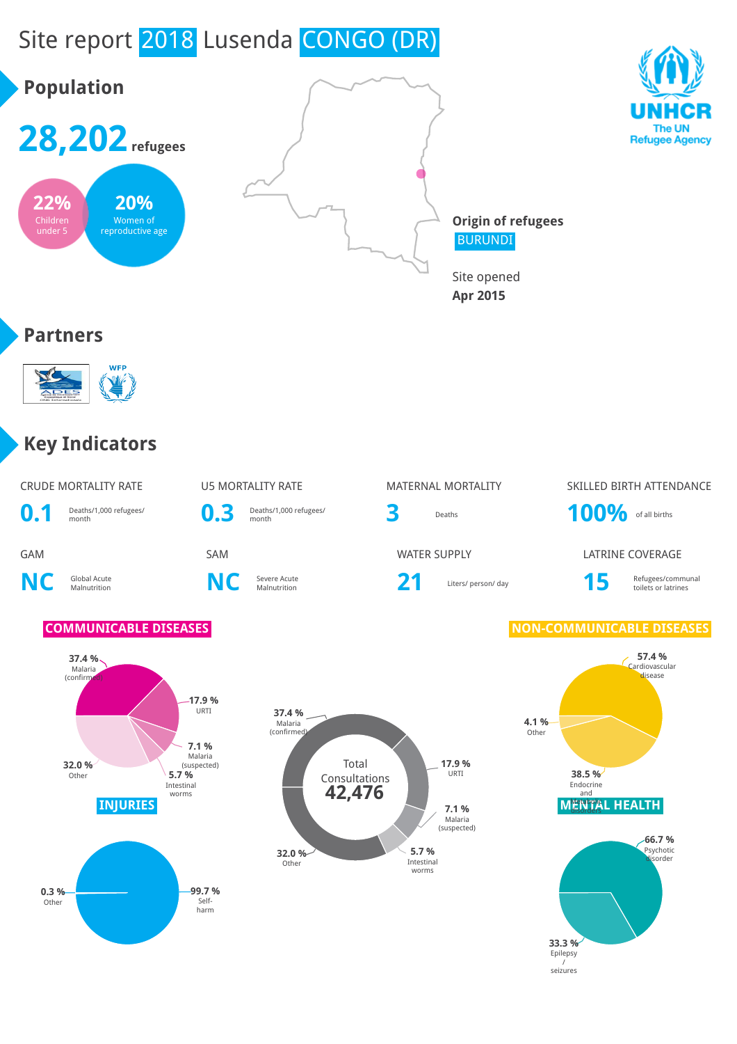# Site report 2018 Lusenda CONGO (DR)

UNHCR The UN Refugee Agency

## Population

**28,202** refugees

**22%** Children under 5

**20%** Women of reproductive age

**Origin of refugees**
BURUNDI

Site opened
**Apr 2015**

## Partners

WFP

## Key Indicators

| CRUDE MORTALITY RATE | U5 MORTALITY RATE | MATERNAL MORTALITY | SKILLED BIRTH ATTENDANCE |
|---|---|---|---|
| **0.1** Deaths/1,000 refugees/ month | **0.3** Deaths/1,000 refugees/ month | **3** Deaths | **100%** of all births |

| GAM | SAM | WATER SUPPLY | LATRINE COVERAGE |
|---|---|---|---|
| **NC** Global Acute Malnutrition | **NC** Severe Acute Malnutrition | **21** Liters/ person/ day | **15** Refugees/communal toilets or latrines |

### COMMUNICABLE DISEASES

- 37.4 % Malaria (confirmed)
- 17.9 % URTI
- 7.1 % Malaria (suspected)
- 5.7 % Intestinal worms
- 32.0 % Other

### Total Consultations

**42,476**

- 37.4 % Malaria (confirmed)
- 17.9 % URTI
- 7.1 % Malaria (suspected)
- 5.7 % Intestinal worms
- 32.0 % Other

### NON-COMMUNICABLE DISEASES

- 57.4 % Cardiovascular disease
- 38.5 % Endocrine and metabolic disorders
- 4.1 % Other

### INJURIES

- 99.7 % Self-harm
- 0.3 % Other

### MENTAL HEALTH

- 66.7 % Psychotic disorder
- 33.3 % Epilepsy / seizures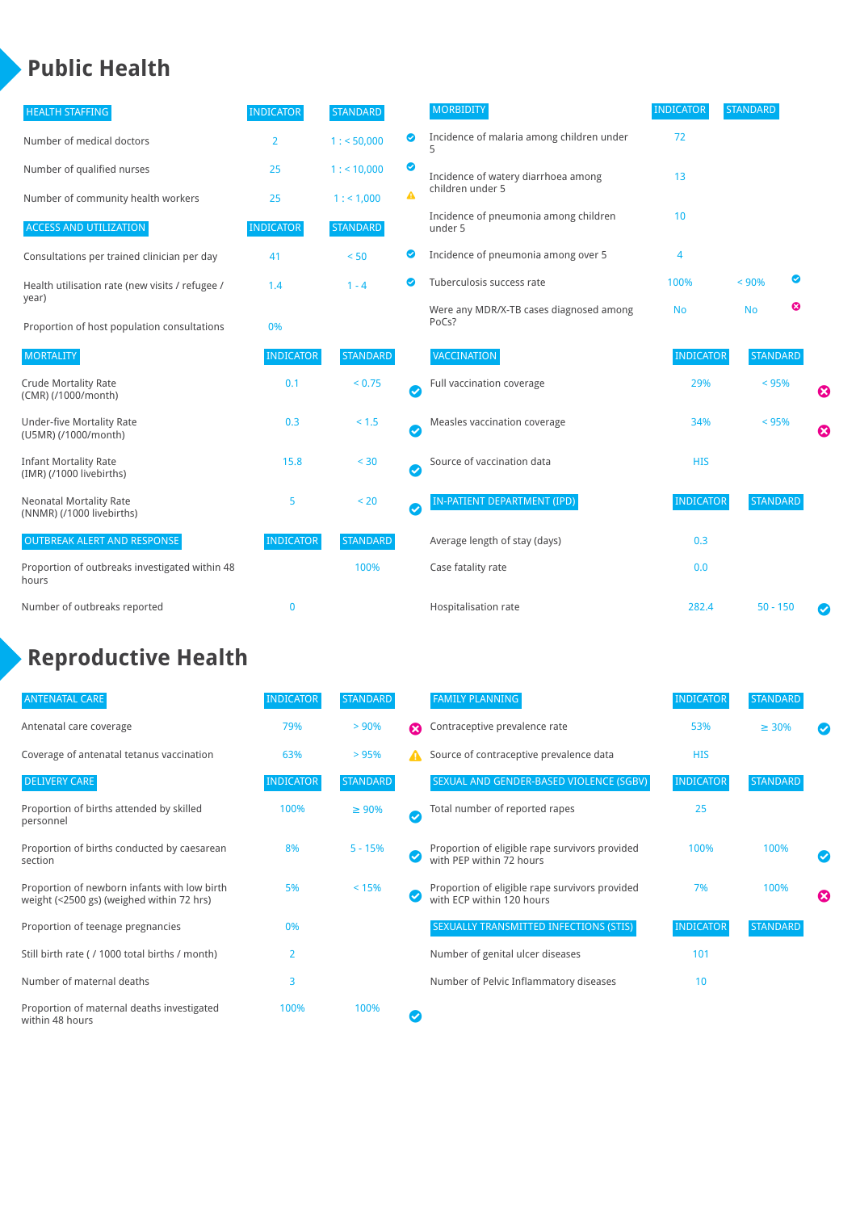# Public Health

| HEALTH STAFFING | INDICATOR | STANDARD | |
|---|---|---|---|
| Number of medical doctors | 2 | 1 : < 50,000 | ✔ |
| Number of qualified nurses | 25 | 1 : < 10,000 | ✔ |
| Number of community health workers | 25 | 1 : < 1,000 | ⚠ |

| ACCESS AND UTILIZATION | INDICATOR | STANDARD | |
|---|---|---|---|
| Consultations per trained clinician per day | 41 | < 50 | ✔ |
| Health utilisation rate (new visits / refugee / year) | 1.4 | 1 - 4 | ✔ |
| Proportion of host population consultations | 0% | | |

| MORTALITY | INDICATOR | STANDARD | |
|---|---|---|---|
| Crude Mortality Rate (CMR) (/1000/month) | 0.1 | < 0.75 | ✔ |
| Under-five Mortality Rate (U5MR) (/1000/month) | 0.3 | < 1.5 | ✔ |
| Infant Mortality Rate (IMR) (/1000 livebirths) | 15.8 | < 30 | ✔ |
| Neonatal Mortality Rate (NNMR) (/1000 livebirths) | 5 | < 20 | ✔ |

| OUTBREAK ALERT AND RESPONSE | INDICATOR | STANDARD | |
|---|---|---|---|
| Proportion of outbreaks investigated within 48 hours | | 100% | |
| Number of outbreaks reported | 0 | | |

| MORBIDITY | INDICATOR | STANDARD | |
|---|---|---|---|
| Incidence of malaria among children under 5 | 72 | | |
| Incidence of watery diarrhoea among children under 5 | 13 | | |
| Incidence of pneumonia among children under 5 | 10 | | |
| Incidence of pneumonia among over 5 | 4 | | |
| Tuberculosis success rate | 100% | < 90% | ✔ |
| Were any MDR/X-TB cases diagnosed among PoCs? | No | No | ✖ |

| VACCINATION | INDICATOR | STANDARD | |
|---|---|---|---|
| Full vaccination coverage | 29% | < 95% | ✖ |
| Measles vaccination coverage | 34% | < 95% | ✖ |
| Source of vaccination data | HIS | | |

| IN-PATIENT DEPARTMENT (IPD) | INDICATOR | STANDARD | |
|---|---|---|---|
| Average length of stay (days) | 0.3 | | |
| Case fatality rate | 0.0 | | |
| Hospitalisation rate | 282.4 | 50 - 150 | ✔ |

# Reproductive Health

| ANTENATAL CARE | INDICATOR | STANDARD | |
|---|---|---|---|
| Antenatal care coverage | 79% | > 90% | ✖ |
| Coverage of antenatal tetanus vaccination | 63% | > 95% | ⚠ |

| DELIVERY CARE | INDICATOR | STANDARD | |
|---|---|---|---|
| Proportion of births attended by skilled personnel | 100% | ≥ 90% | ✔ |
| Proportion of births conducted by caesarean section | 8% | 5 - 15% | ✔ |
| Proportion of newborn infants with low birth weight (<2500 gs) (weighed within 72 hrs) | 5% | < 15% | ✔ |
| Proportion of teenage pregnancies | 0% | | |
| Still birth rate ( / 1000 total births / month) | 2 | | |
| Number of maternal deaths | 3 | | |
| Proportion of maternal deaths investigated within 48 hours | 100% | 100% | ✔ |

| FAMILY PLANNING | INDICATOR | STANDARD | |
|---|---|---|---|
| Contraceptive prevalence rate | 53% | ≥ 30% | ✔ |
| Source of contraceptive prevalence data | HIS | | |

| SEXUAL AND GENDER-BASED VIOLENCE (SGBV) | INDICATOR | STANDARD | |
|---|---|---|---|
| Total number of reported rapes | 25 | | |
| Proportion of eligible rape survivors provided with PEP within 72 hours | 100% | 100% | ✔ |
| Proportion of eligible rape survivors provided with ECP within 120 hours | 7% | 100% | ✖ |

| SEXUALLY TRANSMITTED INFECTIONS (STIS) | INDICATOR | STANDARD |
|---|---|---|
| Number of genital ulcer diseases | 101 | |
| Number of Pelvic Inflammatory diseases | 10 | |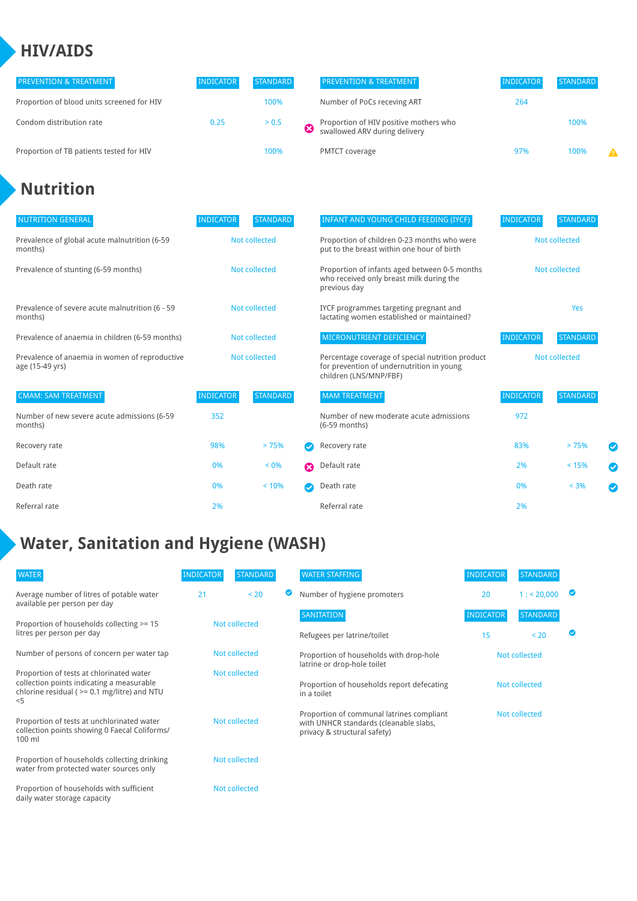# HIV/AIDS

| PREVENTION & TREATMENT | INDICATOR | STANDARD | |
|---|---|---|---|
| Proportion of blood units screened for HIV | | 100% | |
| Condom distribution rate | 0.25 | > 0.5 | ✖ |
| Proportion of TB patients tested for HIV | | 100% | |

| PREVENTION & TREATMENT | INDICATOR | STANDARD | |
|---|---|---|---|
| Number of PoCs receving ART | 264 | | |
| Proportion of HIV positive mothers who swallowed ARV during delivery | | 100% | |
| PMTCT coverage | 97% | 100% | ⚠ |

# Nutrition

| NUTRITION GENERAL | INDICATOR | STANDARD |
|---|---|---|
| Prevalence of global acute malnutrition (6-59 months) | Not collected | |
| Prevalence of stunting (6-59 months) | Not collected | |
| Prevalence of severe acute malnutrition (6 - 59 months) | Not collected | |
| Prevalence of anaemia in children (6-59 months) | Not collected | |
| Prevalence of anaemia in women of reproductive age (15-49 yrs) | Not collected | |

| INFANT AND YOUNG CHILD FEEDING (IYCF) | INDICATOR | STANDARD |
|---|---|---|
| Proportion of children 0-23 months who were put to the breast within one hour of birth | Not collected | |
| Proportion of infants aged between 0-5 months who received only breast milk during the previous day | Not collected | |
| IYCF programmes targeting pregnant and lactating women established or maintained? | | Yes |

| MICRONUTRIENT DEFICIENCY | INDICATOR | STANDARD |
|---|---|---|
| Percentage coverage of special nutrition product for prevention of undernutrition in young children (LNS/MNP/FBF) | Not collected | |

| CMAM: SAM TREATMENT | INDICATOR | STANDARD | |
|---|---|---|---|
| Number of new severe acute admissions (6-59 months) | 352 | | |
| Recovery rate | 98% | > 75% | ✔ |
| Default rate | 0% | < 0% | ✖ |
| Death rate | 0% | < 10% | ✔ |
| Referral rate | 2% | | |

| MAM TREATMENT | INDICATOR | STANDARD | |
|---|---|---|---|
| Number of new moderate acute admissions (6-59 months) | 972 | | |
| Recovery rate | 83% | > 75% | ✔ |
| Default rate | 2% | < 15% | ✔ |
| Death rate | 0% | < 3% | ✔ |
| Referral rate | 2% | | |

# Water, Sanitation and Hygiene (WASH)

| WATER | INDICATOR | STANDARD | |
|---|---|---|---|
| Average number of litres of potable water available per person per day | 21 | < 20 | ✔ |
| Proportion of households collecting >= 15 litres per person per day | Not collected | | |
| Number of persons of concern per water tap | Not collected | | |
| Proportion of tests at chlorinated water collection points indicating a measurable chlorine residual ( >= 0.1 mg/litre) and NTU <5 | Not collected | | |
| Proportion of tests at unchlorinated water collection points showing 0 Faecal Coliforms/ 100 ml | Not collected | | |
| Proportion of households collecting drinking water from protected water sources only | Not collected | | |
| Proportion of households with sufficient daily water storage capacity | Not collected | | |

| WATER STAFFING | INDICATOR | STANDARD | |
|---|---|---|---|
| Number of hygiene promoters | 20 | 1 : < 20,000 | ✔ |

| SANITATION | INDICATOR | STANDARD | |
|---|---|---|---|
| Refugees per latrine/toilet | 15 | < 20 | ✔ |
| Proportion of households with drop-hole latrine or drop-hole toilet | Not collected | | |
| Proportion of households report defecating in a toilet | Not collected | | |
| Proportion of communal latrines compliant with UNHCR standards (cleanable slabs, privacy & structural safety) | Not collected | | |